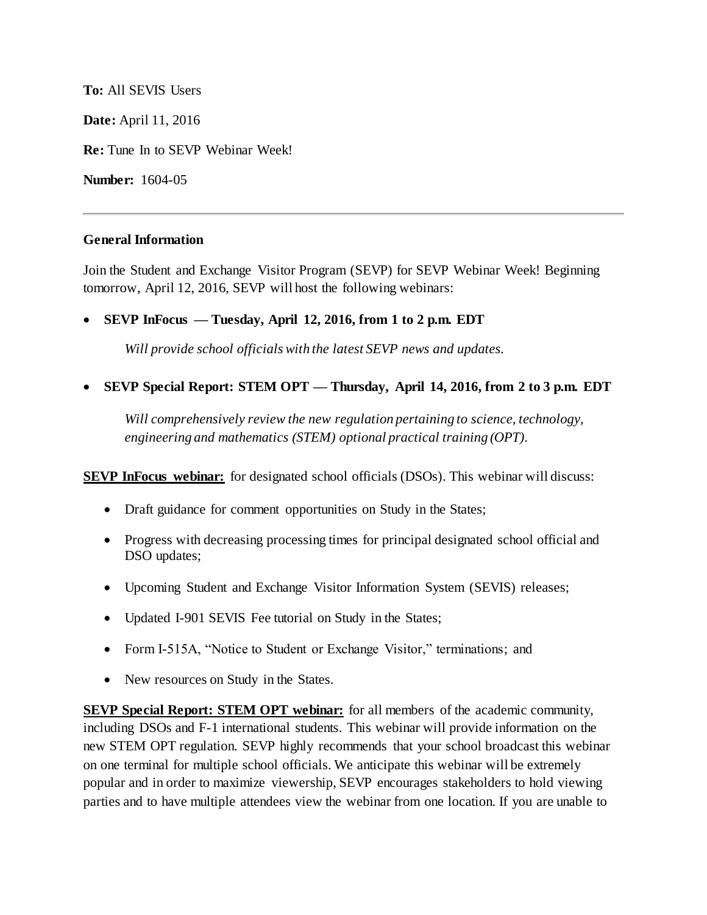**To:** All SEVIS Users

**Date:** April 11, 2016

**Re:** Tune In to SEVP Webinar Week!

**Number:** 1604-05

---

**General Information**

Join the Student and Exchange Visitor Program (SEVP) for SEVP Webinar Week! Beginning tomorrow, April 12, 2016, SEVP will host the following webinars:

- **SEVP InFocus — Tuesday, April 12, 2016, from 1 to 2 p.m. EDT**

  *Will provide school officials with the latest SEVP news and updates.*

- **SEVP Special Report: STEM OPT — Thursday, April 14, 2016, from 2 to 3 p.m. EDT**

  *Will comprehensively review the new regulation pertaining to science, technology, engineering and mathematics (STEM) optional practical training (OPT).*

**SEVP InFocus webinar:** for designated school officials (DSOs). This webinar will discuss:

- Draft guidance for comment opportunities on Study in the States;
- Progress with decreasing processing times for principal designated school official and DSO updates;
- Upcoming Student and Exchange Visitor Information System (SEVIS) releases;
- Updated I-901 SEVIS Fee tutorial on Study in the States;
- Form I-515A, "Notice to Student or Exchange Visitor," terminations; and
- New resources on Study in the States.

**SEVP Special Report: STEM OPT webinar:** for all members of the academic community, including DSOs and F-1 international students. This webinar will provide information on the new STEM OPT regulation. SEVP highly recommends that your school broadcast this webinar on one terminal for multiple school officials. We anticipate this webinar will be extremely popular and in order to maximize viewership, SEVP encourages stakeholders to hold viewing parties and to have multiple attendees view the webinar from one location. If you are unable to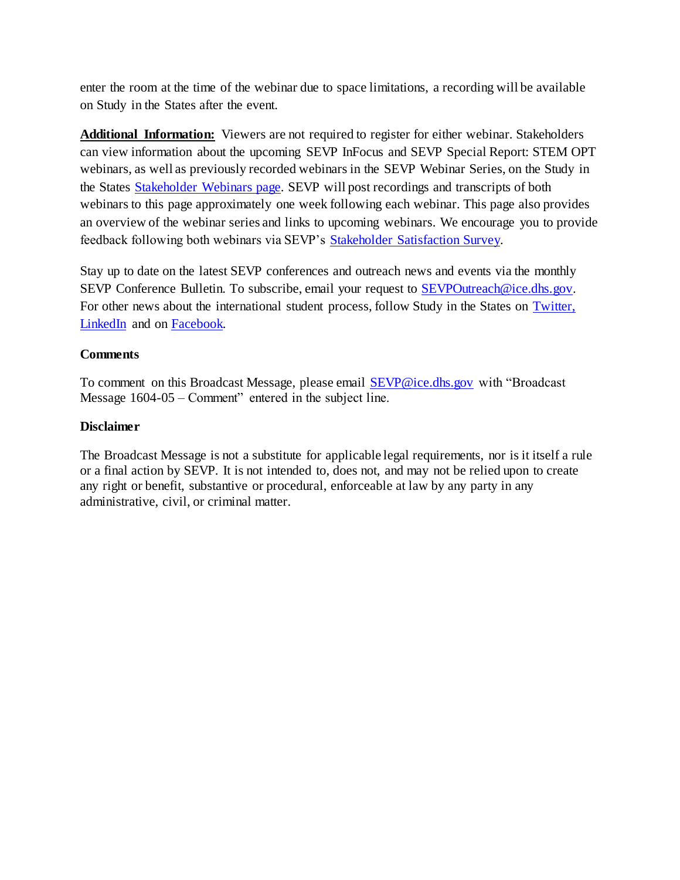enter the room at the time of the webinar due to space limitations, a recording will be available on Study in the States after the event.

**Additional Information:** Viewers are not required to register for either webinar. Stakeholders can view information about the upcoming SEVP InFocus and SEVP Special Report: STEM OPT webinars, as well as previously recorded webinars in the SEVP Webinar Series, on the Study in the States Stakeholder Webinars page. SEVP will post recordings and transcripts of both webinars to this page approximately one week following each webinar. This page also provides an overview of the webinar series and links to upcoming webinars. We encourage you to provide feedback following both webinars via SEVP's Stakeholder Satisfaction Survey.

Stay up to date on the latest SEVP conferences and outreach news and events via the monthly SEVP Conference Bulletin. To subscribe, email your request to SEVPOutreach@ice.dhs.gov. For other news about the international student process, follow Study in the States on Twitter, LinkedIn and on Facebook.

**Comments**

To comment on this Broadcast Message, please email SEVP@ice.dhs.gov with "Broadcast Message 1604-05 – Comment" entered in the subject line.

**Disclaimer**

The Broadcast Message is not a substitute for applicable legal requirements, nor is it itself a rule or a final action by SEVP. It is not intended to, does not, and may not be relied upon to create any right or benefit, substantive or procedural, enforceable at law by any party in any administrative, civil, or criminal matter.